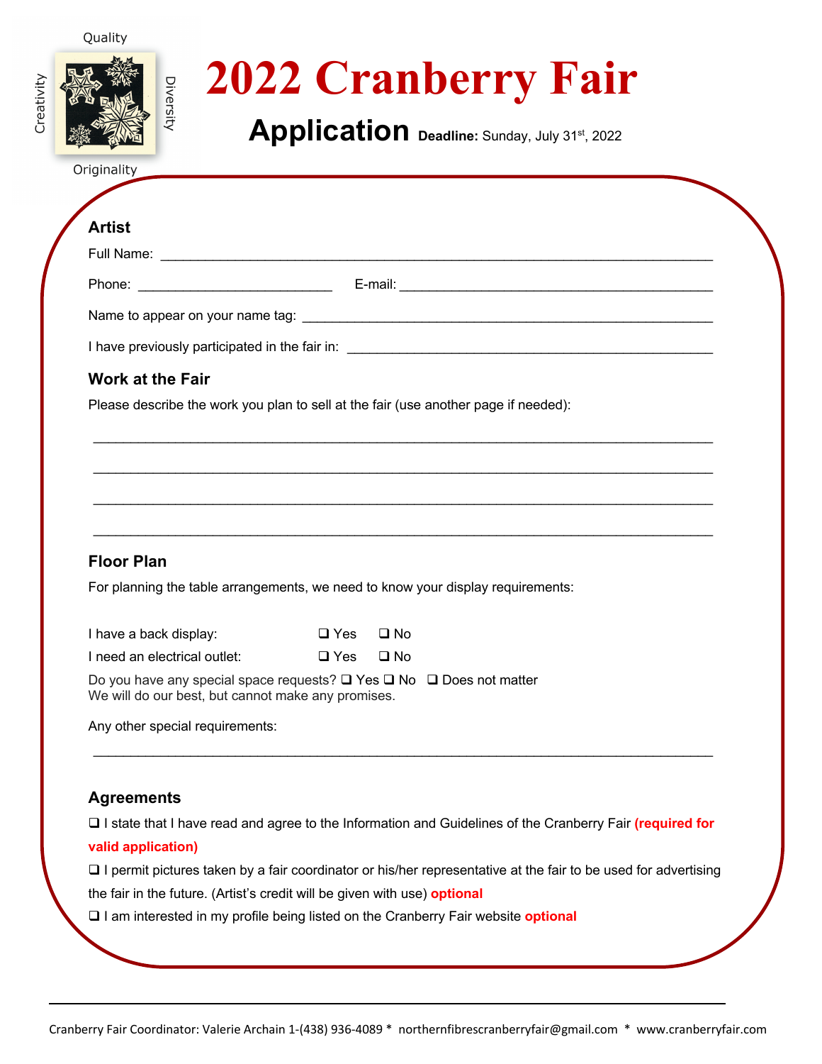Quality

Creativity

Diversity

Originality

# 2022 Cranberry Fair

## Application **Deadline:** Sunday, July 31st, 2022

### Artist

Full Name: ______________________________________________________________________

Phone: _________________________ E-mail: ________________________________________

Name to appear on your name tag: ______________________________________________

I have previously participated in the fair in: ________________________________________

### Work at the Fair

Please describe the work you plan to sell at the fair (use another page if needed):

_______________________________________________________________________________

_______________________________________________________________________________

_______________________________________________________________________________

_______________________________________________________________________________

### Floor Plan

For planning the table arrangements, we need to know your display requirements:

I have a back display: ❑ Yes ❑ No

I need an electrical outlet: ❑ Yes ❑ No

Do you have any special space requests? ❑ Yes ❑ No ❑ Does not matter
We will do our best, but cannot make any promises.

Any other special requirements:

_______________________________________________________________________________

### Agreements

❑ I state that I have read and agree to the Information and Guidelines of the Cranberry Fair **(required for valid application)**

❑ I permit pictures taken by a fair coordinator or his/her representative at the fair to be used for advertising the fair in the future. (Artist's credit will be given with use) **optional**

❑ I am interested in my profile being listed on the Cranberry Fair website **optional**

Cranberry Fair Coordinator: Valerie Archain 1-(438) 936-4089 * northernfibrescranberryfair@gmail.com * www.cranberryfair.com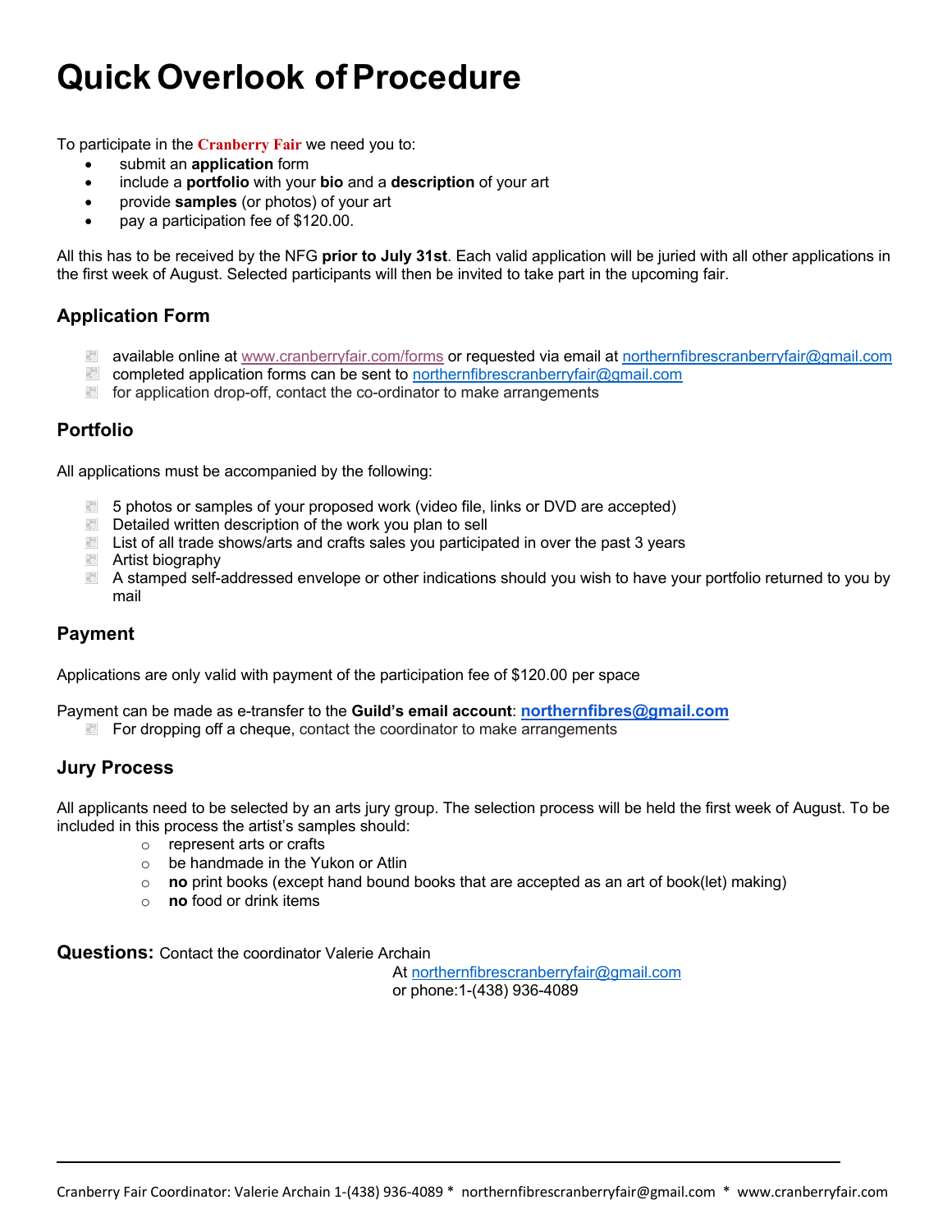# Quick Overlook of Procedure

To participate in the **Cranberry Fair** we need you to:

- submit an **application** form
- include a **portfolio** with your **bio** and a **description** of your art
- provide **samples** (or photos) of your art
- pay a participation fee of $120.00.

All this has to be received by the NFG **prior to July 31st**. Each valid application will be juried with all other applications in the first week of August. Selected participants will then be invited to take part in the upcoming fair.

## Application Form

- available online at www.cranberryfair.com/forms or requested via email at northernfibrescranberryfair@gmail.com
- completed application forms can be sent to northernfibrescranberryfair@gmail.com
- for application drop-off, contact the co-ordinator to make arrangements

## Portfolio

All applications must be accompanied by the following:

- 5 photos or samples of your proposed work (video file, links or DVD are accepted)
- Detailed written description of the work you plan to sell
- List of all trade shows/arts and crafts sales you participated in over the past 3 years
- Artist biography
- A stamped self-addressed envelope or other indications should you wish to have your portfolio returned to you by mail

## Payment

Applications are only valid with payment of the participation fee of $120.00 per space

Payment can be made as e-transfer to the **Guild's email account**: **northernfibres@gmail.com**

- For dropping off a cheque, contact the coordinator to make arrangements

## Jury Process

All applicants need to be selected by an arts jury group. The selection process will be held the first week of August. To be included in this process the artist's samples should:

- represent arts or crafts
- be handmade in the Yukon or Atlin
- **no** print books (except hand bound books that are accepted as an art of book(let) making)
- **no** food or drink items

**Questions:** Contact the coordinator Valerie Archain
At northernfibrescranberryfair@gmail.com
or phone:1-(438) 936-4089